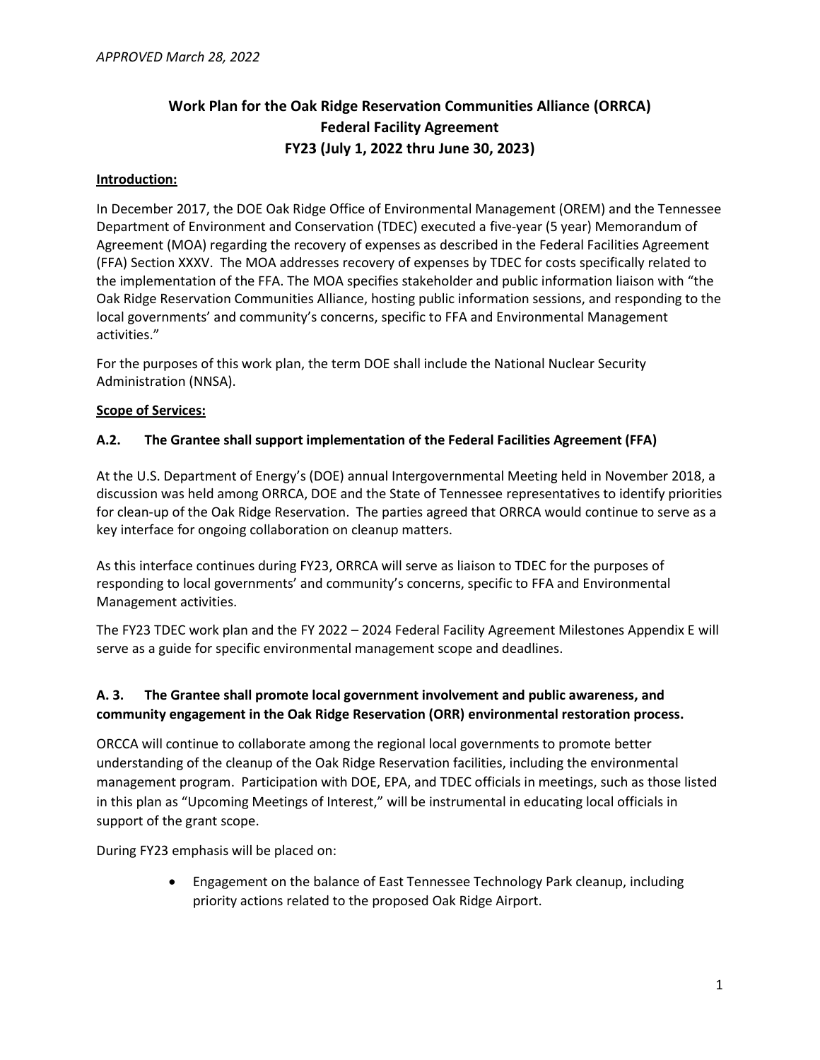*APPROVED March 28, 2022*

# Work Plan for the Oak Ridge Reservation Communities Alliance (ORRCA) Federal Facility Agreement FY23 (July 1, 2022 thru June 30, 2023)

**Introduction:**

In December 2017, the DOE Oak Ridge Office of Environmental Management (OREM) and the Tennessee Department of Environment and Conservation (TDEC) executed a five-year (5 year) Memorandum of Agreement (MOA) regarding the recovery of expenses as described in the Federal Facilities Agreement (FFA) Section XXXV. The MOA addresses recovery of expenses by TDEC for costs specifically related to the implementation of the FFA. The MOA specifies stakeholder and public information liaison with "the Oak Ridge Reservation Communities Alliance, hosting public information sessions, and responding to the local governments' and community's concerns, specific to FFA and Environmental Management activities."

For the purposes of this work plan, the term DOE shall include the National Nuclear Security Administration (NNSA).

**Scope of Services:**

## A.2. The Grantee shall support implementation of the Federal Facilities Agreement (FFA)

At the U.S. Department of Energy's (DOE) annual Intergovernmental Meeting held in November 2018, a discussion was held among ORRCA, DOE and the State of Tennessee representatives to identify priorities for clean-up of the Oak Ridge Reservation. The parties agreed that ORRCA would continue to serve as a key interface for ongoing collaboration on cleanup matters.

As this interface continues during FY23, ORRCA will serve as liaison to TDEC for the purposes of responding to local governments' and community's concerns, specific to FFA and Environmental Management activities.

The FY23 TDEC work plan and the FY 2022 – 2024 Federal Facility Agreement Milestones Appendix E will serve as a guide for specific environmental management scope and deadlines.

## A. 3. The Grantee shall promote local government involvement and public awareness, and community engagement in the Oak Ridge Reservation (ORR) environmental restoration process.

ORCCA will continue to collaborate among the regional local governments to promote better understanding of the cleanup of the Oak Ridge Reservation facilities, including the environmental management program. Participation with DOE, EPA, and TDEC officials in meetings, such as those listed in this plan as "Upcoming Meetings of Interest," will be instrumental in educating local officials in support of the grant scope.

During FY23 emphasis will be placed on:

- Engagement on the balance of East Tennessee Technology Park cleanup, including priority actions related to the proposed Oak Ridge Airport.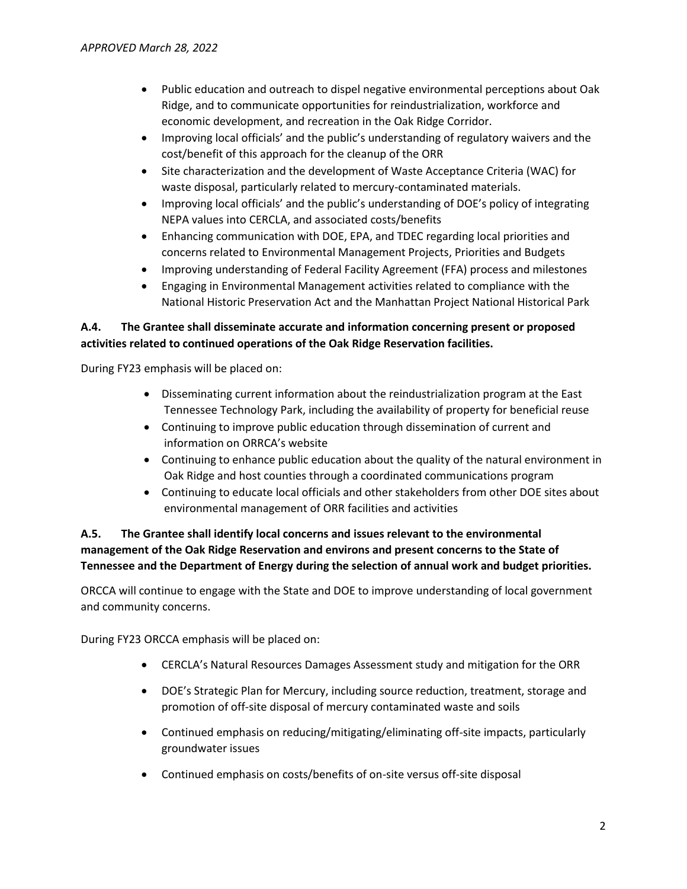- Public education and outreach to dispel negative environmental perceptions about Oak Ridge, and to communicate opportunities for reindustrialization, workforce and economic development, and recreation in the Oak Ridge Corridor.
- Improving local officials' and the public's understanding of regulatory waivers and the cost/benefit of this approach for the cleanup of the ORR
- Site characterization and the development of Waste Acceptance Criteria (WAC) for waste disposal, particularly related to mercury-contaminated materials.
- Improving local officials' and the public's understanding of DOE's policy of integrating NEPA values into CERCLA, and associated costs/benefits
- Enhancing communication with DOE, EPA, and TDEC regarding local priorities and concerns related to Environmental Management Projects, Priorities and Budgets
- Improving understanding of Federal Facility Agreement (FFA) process and milestones
- Engaging in Environmental Management activities related to compliance with the National Historic Preservation Act and the Manhattan Project National Historical Park

**A.4. The Grantee shall disseminate accurate and information concerning present or proposed activities related to continued operations of the Oak Ridge Reservation facilities.**

During FY23 emphasis will be placed on:

- Disseminating current information about the reindustrialization program at the East Tennessee Technology Park, including the availability of property for beneficial reuse
- Continuing to improve public education through dissemination of current and information on ORRCA's website
- Continuing to enhance public education about the quality of the natural environment in Oak Ridge and host counties through a coordinated communications program
- Continuing to educate local officials and other stakeholders from other DOE sites about environmental management of ORR facilities and activities

**A.5. The Grantee shall identify local concerns and issues relevant to the environmental management of the Oak Ridge Reservation and environs and present concerns to the State of Tennessee and the Department of Energy during the selection of annual work and budget priorities.**

ORCCA will continue to engage with the State and DOE to improve understanding of local government and community concerns.

During FY23 ORCCA emphasis will be placed on:

- CERCLA's Natural Resources Damages Assessment study and mitigation for the ORR
- DOE's Strategic Plan for Mercury, including source reduction, treatment, storage and promotion of off-site disposal of mercury contaminated waste and soils
- Continued emphasis on reducing/mitigating/eliminating off-site impacts, particularly groundwater issues
- Continued emphasis on costs/benefits of on-site versus off-site disposal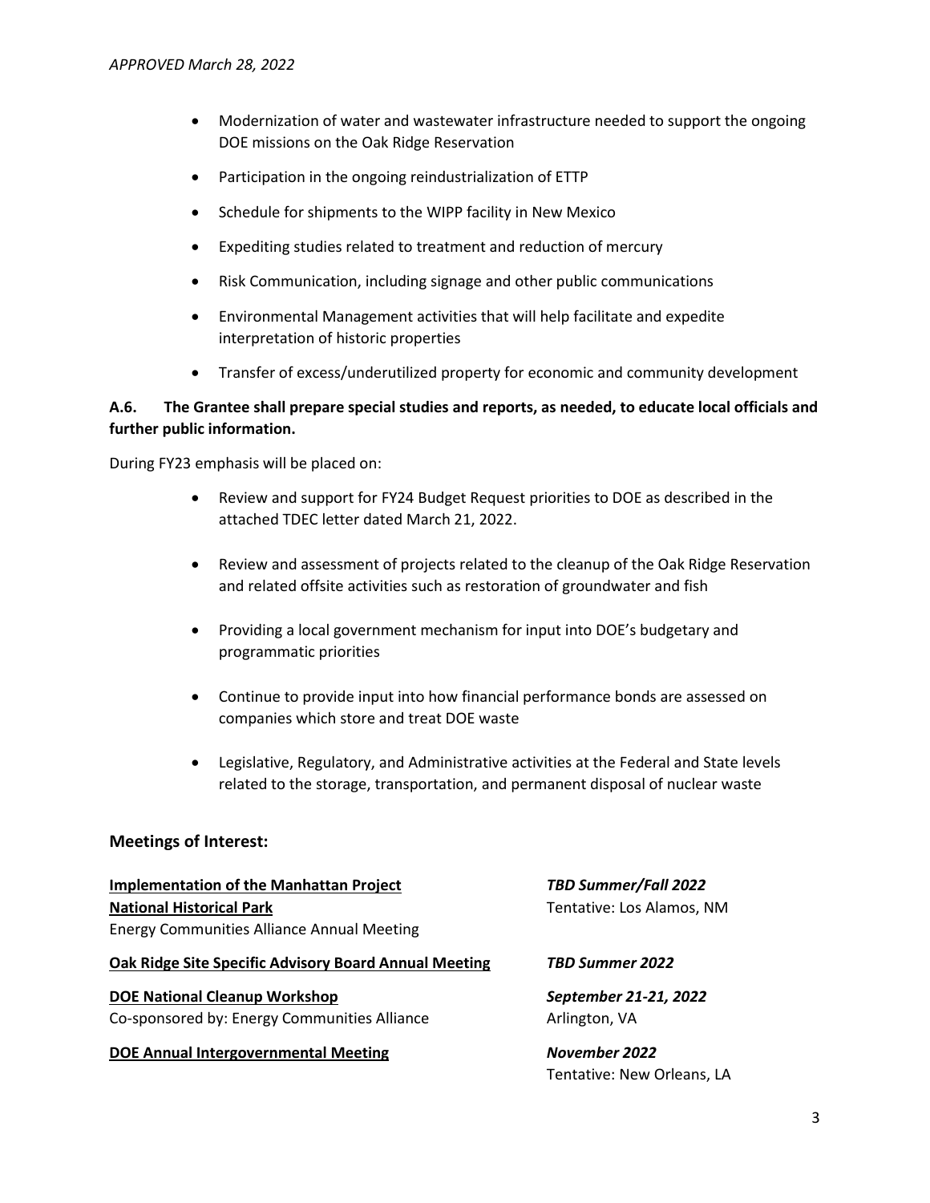- Modernization of water and wastewater infrastructure needed to support the ongoing DOE missions on the Oak Ridge Reservation
- Participation in the ongoing reindustrialization of ETTP
- Schedule for shipments to the WIPP facility in New Mexico
- Expediting studies related to treatment and reduction of mercury
- Risk Communication, including signage and other public communications
- Environmental Management activities that will help facilitate and expedite interpretation of historic properties
- Transfer of excess/underutilized property for economic and community development

**A.6. The Grantee shall prepare special studies and reports, as needed, to educate local officials and further public information.**

During FY23 emphasis will be placed on:

- Review and support for FY24 Budget Request priorities to DOE as described in the attached TDEC letter dated March 21, 2022.
- Review and assessment of projects related to the cleanup of the Oak Ridge Reservation and related offsite activities such as restoration of groundwater and fish
- Providing a local government mechanism for input into DOE's budgetary and programmatic priorities
- Continue to provide input into how financial performance bonds are assessed on companies which store and treat DOE waste
- Legislative, Regulatory, and Administrative activities at the Federal and State levels related to the storage, transportation, and permanent disposal of nuclear waste

## Meetings of Interest:

**Implementation of the Manhattan Project National Historical Park**
Energy Communities Alliance Annual Meeting
***TBD Summer/Fall 2022***
Tentative: Los Alamos, NM

**Oak Ridge Site Specific Advisory Board Annual Meeting**
***TBD Summer 2022***

**DOE National Cleanup Workshop**
Co-sponsored by: Energy Communities Alliance
***September 21-21, 2022***
Arlington, VA

**DOE Annual Intergovernmental Meeting**
***November 2022***
Tentative: New Orleans, LA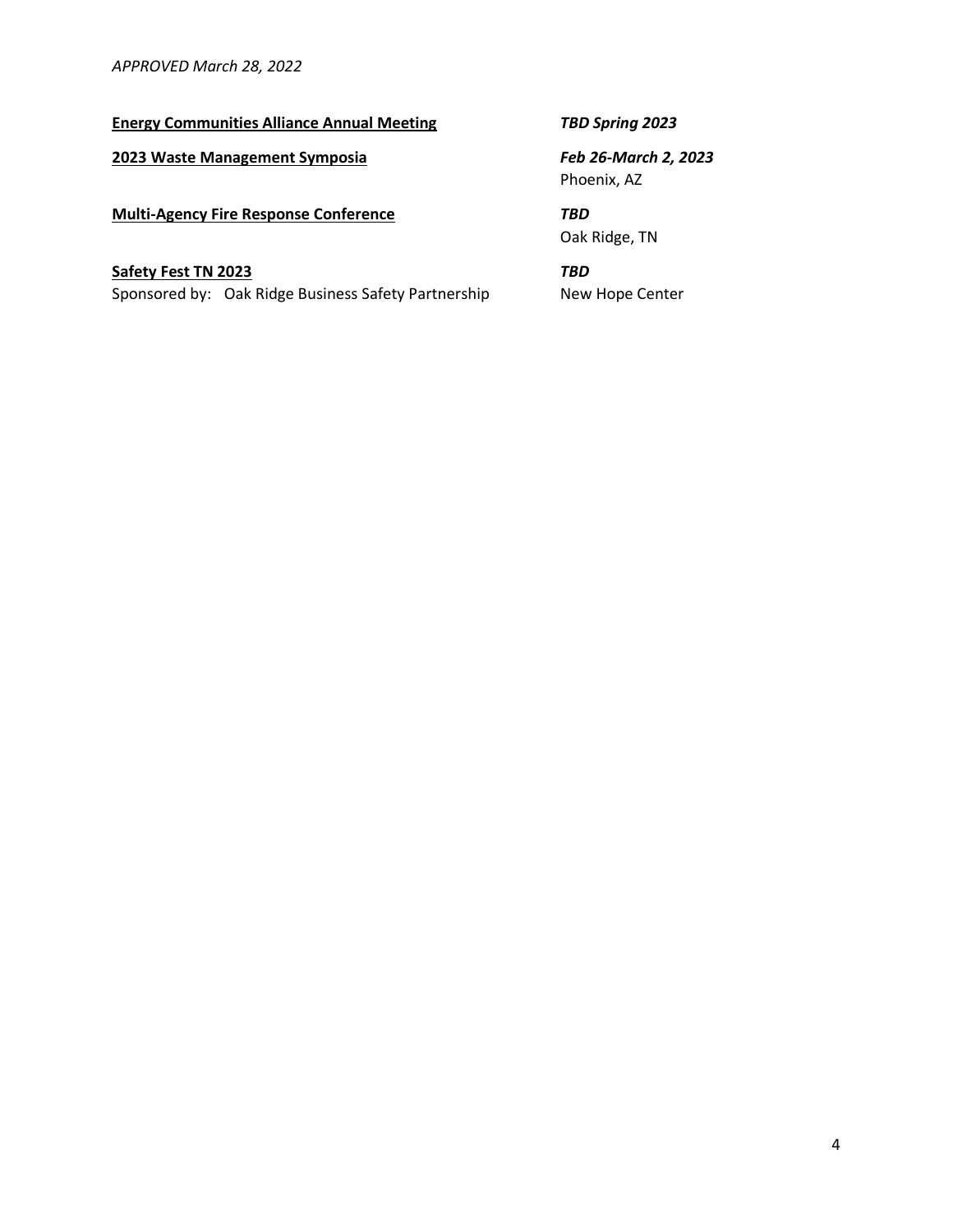*APPROVED March 28, 2022*

**Energy Communities Alliance Annual Meeting**
***TBD Spring 2023***

**2023 Waste Management Symposia**
***Feb 26-March 2, 2023***
Phoenix, AZ

**Multi-Agency Fire Response Conference**
***TBD***
Oak Ridge, TN

**Safety Fest TN 2023**
Sponsored by: Oak Ridge Business Safety Partnership
***TBD***
New Hope Center